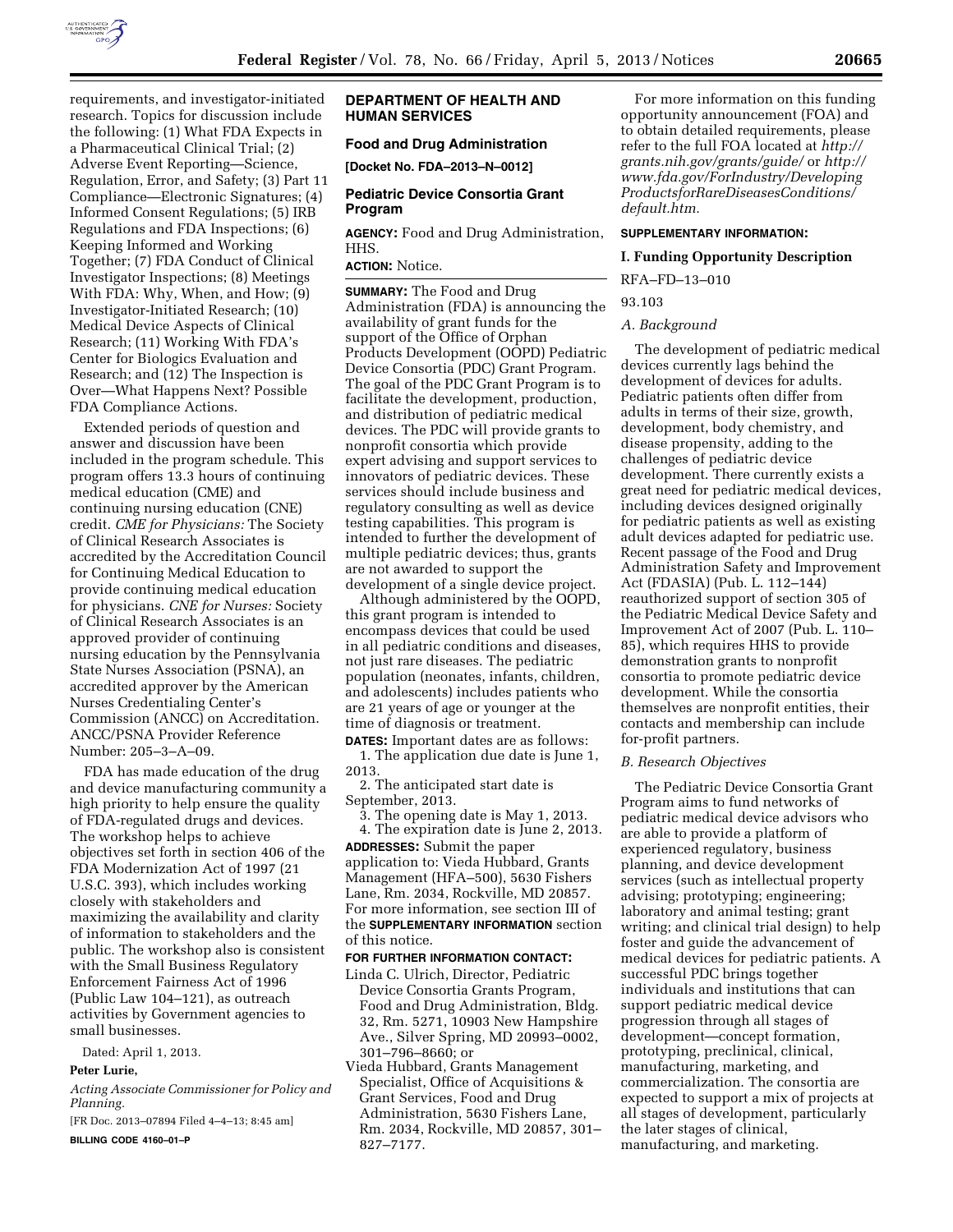requirements, and investigator-initiated research. Topics for discussion include the following: (1) What FDA Expects in a Pharmaceutical Clinical Trial; (2) Adverse Event Reporting—Science, Regulation, Error, and Safety; (3) Part 11 Compliance—Electronic Signatures; (4) Informed Consent Regulations; (5) IRB Regulations and FDA Inspections; (6) Keeping Informed and Working Together; (7) FDA Conduct of Clinical Investigator Inspections; (8) Meetings With FDA: Why, When, and How; (9) Investigator-Initiated Research; (10) Medical Device Aspects of Clinical Research; (11) Working With FDA's Center for Biologics Evaluation and Research; and (12) The Inspection is Over—What Happens Next? Possible FDA Compliance Actions.

Extended periods of question and answer and discussion have been included in the program schedule. This program offers 13.3 hours of continuing medical education (CME) and continuing nursing education (CNE) credit. *CME for Physicians:* The Society of Clinical Research Associates is accredited by the Accreditation Council for Continuing Medical Education to provide continuing medical education for physicians. *CNE for Nurses:* Society of Clinical Research Associates is an approved provider of continuing nursing education by the Pennsylvania State Nurses Association (PSNA), an accredited approver by the American Nurses Credentialing Center's Commission (ANCC) on Accreditation. ANCC/PSNA Provider Reference Number: 205–3–A–09.

FDA has made education of the drug and device manufacturing community a high priority to help ensure the quality of FDA-regulated drugs and devices. The workshop helps to achieve objectives set forth in section 406 of the FDA Modernization Act of 1997 (21 U.S.C. 393), which includes working closely with stakeholders and maximizing the availability and clarity of information to stakeholders and the public. The workshop also is consistent with the Small Business Regulatory Enforcement Fairness Act of 1996 (Public Law 104–121), as outreach activities by Government agencies to small businesses.

Dated: April 1, 2013.

**Peter Lurie,**

*Acting Associate Commissioner for Policy and Planning.*

[FR Doc. 2013–07894 Filed 4–4–13; 8:45 am]

**BILLING CODE 4160–01–P**

## DEPARTMENT OF HEALTH AND HUMAN SERVICES

### Food and Drug Administration

**[Docket No. FDA–2013–N–0012]**

### Pediatric Device Consortia Grant Program

**AGENCY:** Food and Drug Administration, HHS.

**ACTION:** Notice.

**SUMMARY:** The Food and Drug Administration (FDA) is announcing the availability of grant funds for the support of the Office of Orphan Products Development (OOPD) Pediatric Device Consortia (PDC) Grant Program. The goal of the PDC Grant Program is to facilitate the development, production, and distribution of pediatric medical devices. The PDC will provide grants to nonprofit consortia which provide expert advising and support services to innovators of pediatric devices. These services should include business and regulatory consulting as well as device testing capabilities. This program is intended to further the development of multiple pediatric devices; thus, grants are not awarded to support the development of a single device project.

Although administered by the OOPD, this grant program is intended to encompass devices that could be used in all pediatric conditions and diseases, not just rare diseases. The pediatric population (neonates, infants, children, and adolescents) includes patients who are 21 years of age or younger at the time of diagnosis or treatment.

**DATES:** Important dates are as follows:

1. The application due date is June 1, 2013.
2. The anticipated start date is September, 2013.
3. The opening date is May 1, 2013.
4. The expiration date is June 2, 2013.

**ADDRESSES:** Submit the paper application to: Vieda Hubbard, Grants Management (HFA–500), 5630 Fishers Lane, Rm. 2034, Rockville, MD 20857. For more information, see section III of the **SUPPLEMENTARY INFORMATION** section of this notice.

**FOR FURTHER INFORMATION CONTACT:**

Linda C. Ulrich, Director, Pediatric Device Consortia Grants Program, Food and Drug Administration, Bldg. 32, Rm. 5271, 10903 New Hampshire Ave., Silver Spring, MD 20993–0002, 301–796–8660; or

Vieda Hubbard, Grants Management Specialist, Office of Acquisitions & Grant Services, Food and Drug Administration, 5630 Fishers Lane, Rm. 2034, Rockville, MD 20857, 301–827–7177.

For more information on this funding opportunity announcement (FOA) and to obtain detailed requirements, please refer to the full FOA located at *http://grants.nih.gov/grants/guide/* or *http://www.fda.gov/ForIndustry/DevelopingProductsforRareDiseasesConditions/default.htm.*

**SUPPLEMENTARY INFORMATION:**

### I. Funding Opportunity Description

RFA–FD–13–010

93.103

*A. Background*

The development of pediatric medical devices currently lags behind the development of devices for adults. Pediatric patients often differ from adults in terms of their size, growth, development, body chemistry, and disease propensity, adding to the challenges of pediatric device development. There currently exists a great need for pediatric medical devices, including devices designed originally for pediatric patients as well as existing adult devices adapted for pediatric use. Recent passage of the Food and Drug Administration Safety and Improvement Act (FDASIA) (Pub. L. 112–144) reauthorized support of section 305 of the Pediatric Medical Device Safety and Improvement Act of 2007 (Pub. L. 110–85), which requires HHS to provide demonstration grants to nonprofit consortia to promote pediatric device development. While the consortia themselves are nonprofit entities, their contacts and membership can include for-profit partners.

*B. Research Objectives*

The Pediatric Device Consortia Grant Program aims to fund networks of pediatric medical device advisors who are able to provide a platform of experienced regulatory, business planning, and device development services (such as intellectual property advising; prototyping; engineering; laboratory and animal testing; grant writing; and clinical trial design) to help foster and guide the advancement of medical devices for pediatric patients. A successful PDC brings together individuals and institutions that can support pediatric medical device progression through all stages of development—concept formation, prototyping, preclinical, clinical, manufacturing, marketing, and commercialization. The consortia are expected to support a mix of projects at all stages of development, particularly the later stages of clinical, manufacturing, and marketing.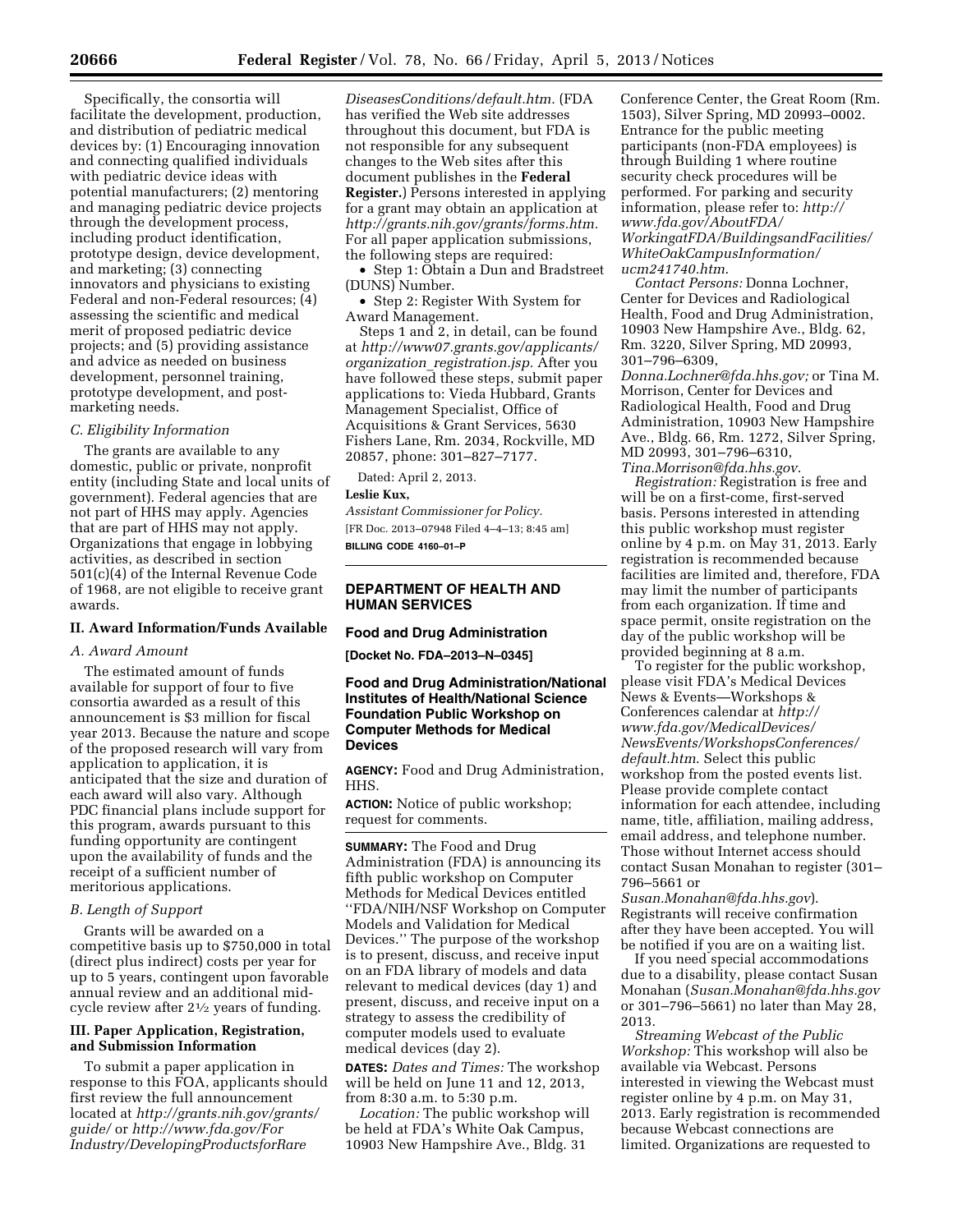Specifically, the consortia will facilitate the development, production, and distribution of pediatric medical devices by: (1) Encouraging innovation and connecting qualified individuals with pediatric device ideas with potential manufacturers; (2) mentoring and managing pediatric device projects through the development process, including product identification, prototype design, device development, and marketing; (3) connecting innovators and physicians to existing Federal and non-Federal resources; (4) assessing the scientific and medical merit of proposed pediatric device projects; and (5) providing assistance and advice as needed on business development, personnel training, prototype development, and post-marketing needs.

### *C. Eligibility Information*

The grants are available to any domestic, public or private, nonprofit entity (including State and local units of government). Federal agencies that are not part of HHS may apply. Agencies that are part of HHS may not apply. Organizations that engage in lobbying activities, as described in section 501(c)(4) of the Internal Revenue Code of 1968, are not eligible to receive grant awards.

## II. Award Information/Funds Available

### *A. Award Amount*

The estimated amount of funds available for support of four to five consortia awarded as a result of this announcement is $3 million for fiscal year 2013. Because the nature and scope of the proposed research will vary from application to application, it is anticipated that the size and duration of each award will also vary. Although PDC financial plans include support for this program, awards pursuant to this funding opportunity are contingent upon the availability of funds and the receipt of a sufficient number of meritorious applications.

### *B. Length of Support*

Grants will be awarded on a competitive basis up to $750,000 in total (direct plus indirect) costs per year for up to 5 years, contingent upon favorable annual review and an additional mid-cycle review after 2½ years of funding.

## III. Paper Application, Registration, and Submission Information

To submit a paper application in response to this FOA, applicants should first review the full announcement located at *http://grants.nih.gov/grants/guide/* or *http://www.fda.gov/ForIndustry/DevelopingProductsforRareDiseasesConditions/default.htm.* (FDA has verified the Web site addresses throughout this document, but FDA is not responsible for any subsequent changes to the Web sites after this document publishes in the **Federal Register.**) Persons interested in applying for a grant may obtain an application at *http://grants.nih.gov/grants/forms.htm.* For all paper application submissions, the following steps are required:

- Step 1: Obtain a Dun and Bradstreet (DUNS) Number.
- Step 2: Register With System for Award Management.

Steps 1 and 2, in detail, can be found at *http://www07.grants.gov/applicants/organization_registration.jsp.* After you have followed these steps, submit paper applications to: Vieda Hubbard, Grants Management Specialist, Office of Acquisitions & Grant Services, 5630 Fishers Lane, Rm. 2034, Rockville, MD 20857, phone: 301–827–7177.

Dated: April 2, 2013.

**Leslie Kux,**

*Assistant Commissioner for Policy.*

[FR Doc. 2013–07948 Filed 4–4–13; 8:45 am]

**BILLING CODE 4160–01–P**

---

# DEPARTMENT OF HEALTH AND HUMAN SERVICES

## Food and Drug Administration

**[Docket No. FDA–2013–N–0345]**

## Food and Drug Administration/National Institutes of Health/National Science Foundation Public Workshop on Computer Methods for Medical Devices

**AGENCY:** Food and Drug Administration, HHS.

**ACTION:** Notice of public workshop; request for comments.

**SUMMARY:** The Food and Drug Administration (FDA) is announcing its fifth public workshop on Computer Methods for Medical Devices entitled ''FDA/NIH/NSF Workshop on Computer Models and Validation for Medical Devices.'' The purpose of the workshop is to present, discuss, and receive input on an FDA library of models and data relevant to medical devices (day 1) and present, discuss, and receive input on a strategy to assess the credibility of computer models used to evaluate medical devices (day 2).

**DATES:** *Dates and Times:* The workshop will be held on June 11 and 12, 2013, from 8:30 a.m. to 5:30 p.m.

*Location:* The public workshop will be held at FDA's White Oak Campus, 10903 New Hampshire Ave., Bldg. 31 Conference Center, the Great Room (Rm. 1503), Silver Spring, MD 20993–0002. Entrance for the public meeting participants (non-FDA employees) is through Building 1 where routine security check procedures will be performed. For parking and security information, please refer to: *http://www.fda.gov/AboutFDA/WorkingatFDA/BuildingsandFacilities/WhiteOakCampusInformation/ucm241740.htm*.

*Contact Persons:* Donna Lochner, Center for Devices and Radiological Health, Food and Drug Administration, 10903 New Hampshire Ave., Bldg. 62, Rm. 3220, Silver Spring, MD 20993, 301–796–6309, *Donna.Lochner@fda.hhs.gov;* or Tina M. Morrison, Center for Devices and Radiological Health, Food and Drug Administration, 10903 New Hampshire Ave., Bldg. 66, Rm. 1272, Silver Spring, MD 20993, 301–796–6310, *Tina.Morrison@fda.hhs.gov*.

*Registration:* Registration is free and will be on a first-come, first-served basis. Persons interested in attending this public workshop must register online by 4 p.m. on May 31, 2013. Early registration is recommended because facilities are limited and, therefore, FDA may limit the number of participants from each organization. If time and space permit, onsite registration on the day of the public workshop will be provided beginning at 8 a.m.

To register for the public workshop, please visit FDA's Medical Devices News & Events—Workshops & Conferences calendar at *http://www.fda.gov/MedicalDevices/NewsEvents/WorkshopsConferences/default.htm*. Select this public workshop from the posted events list. Please provide complete contact information for each attendee, including name, title, affiliation, mailing address, email address, and telephone number. Those without Internet access should contact Susan Monahan to register (301–796–5661 or *Susan.Monahan@fda.hhs.gov*). Registrants will receive confirmation after they have been accepted. You will be notified if you are on a waiting list.

If you need special accommodations due to a disability, please contact Susan Monahan (*Susan.Monahan@fda.hhs.gov* or 301–796–5661) no later than May 28, 2013.

*Streaming Webcast of the Public Workshop:* This workshop will also be available via Webcast. Persons interested in viewing the Webcast must register online by 4 p.m. on May 31, 2013. Early registration is recommended because Webcast connections are limited. Organizations are requested to